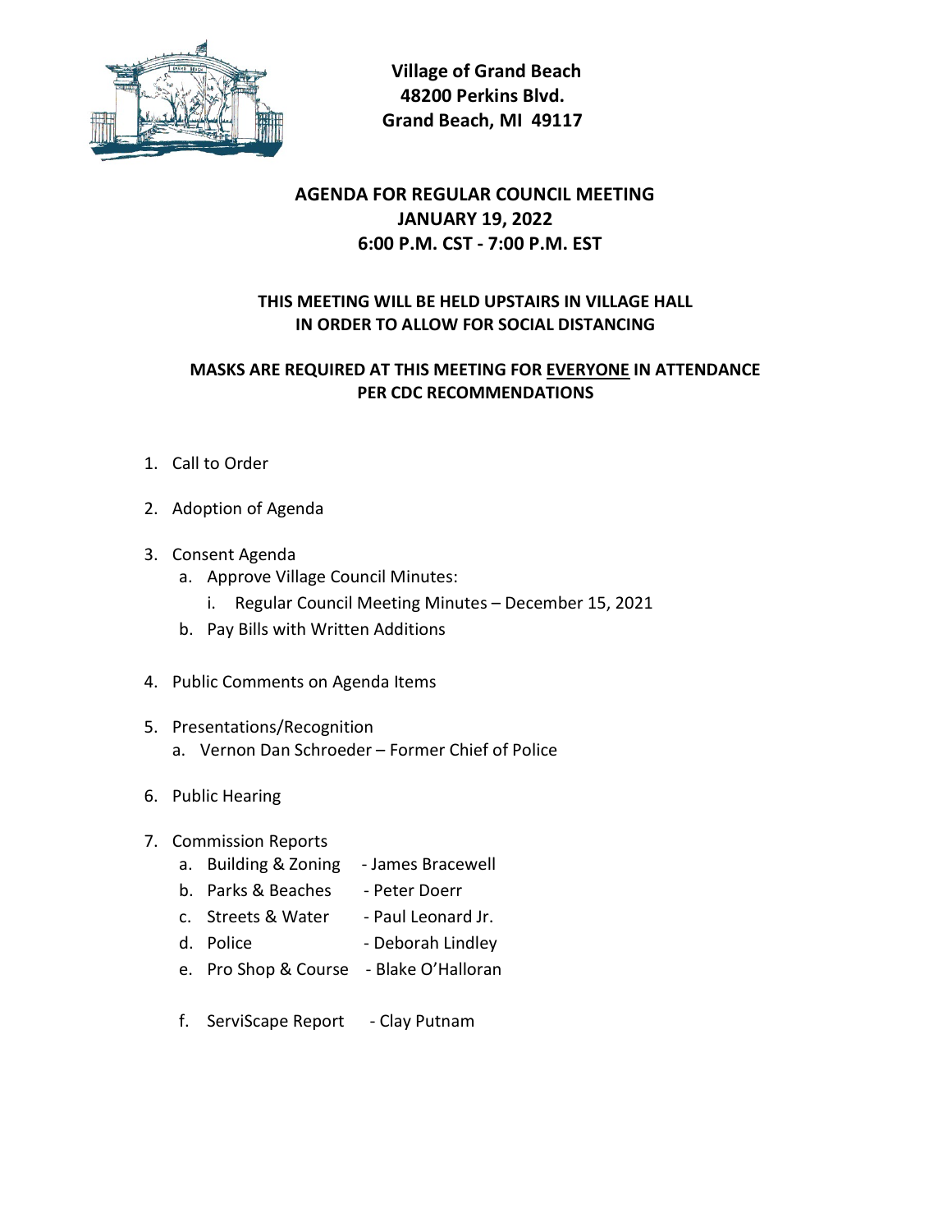**Village of Grand Beach**
**48200 Perkins Blvd.**
**Grand Beach, MI 49117**

# AGENDA FOR REGULAR COUNCIL MEETING
## JANUARY 19, 2022
## 6:00 P.M. CST - 7:00 P.M. EST

**THIS MEETING WILL BE HELD UPSTAIRS IN VILLAGE HALL IN ORDER TO ALLOW FOR SOCIAL DISTANCING**

**MASKS ARE REQUIRED AT THIS MEETING FOR EVERYONE IN ATTENDANCE PER CDC RECOMMENDATIONS**

1. Call to Order

2. Adoption of Agenda

3. Consent Agenda
   a. Approve Village Council Minutes:
      i. Regular Council Meeting Minutes – December 15, 2021
   b. Pay Bills with Written Additions

4. Public Comments on Agenda Items

5. Presentations/Recognition
   a. Vernon Dan Schroeder – Former Chief of Police

6. Public Hearing

7. Commission Reports
   a. Building & Zoning - James Bracewell
   b. Parks & Beaches - Peter Doerr
   c. Streets & Water - Paul Leonard Jr.
   d. Police - Deborah Lindley
   e. Pro Shop & Course - Blake O'Halloran
   f. ServiScape Report - Clay Putnam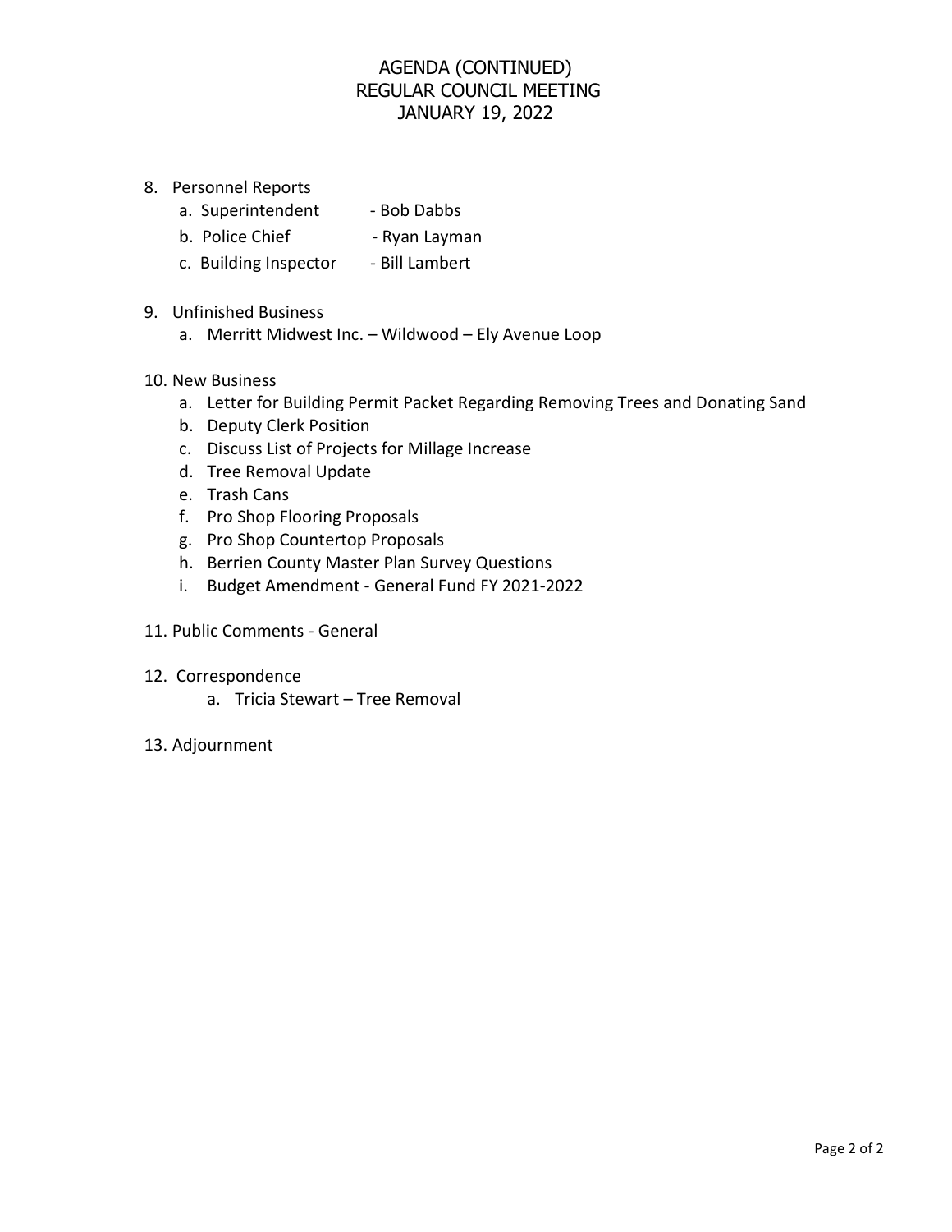# AGENDA (CONTINUED)
# REGULAR COUNCIL MEETING
# JANUARY 19, 2022

8. Personnel Reports
   a. Superintendent - Bob Dabbs
   b. Police Chief - Ryan Layman
   c. Building Inspector - Bill Lambert

9. Unfinished Business
   a. Merritt Midwest Inc. – Wildwood – Ely Avenue Loop

10. New Business
    a. Letter for Building Permit Packet Regarding Removing Trees and Donating Sand
    b. Deputy Clerk Position
    c. Discuss List of Projects for Millage Increase
    d. Tree Removal Update
    e. Trash Cans
    f. Pro Shop Flooring Proposals
    g. Pro Shop Countertop Proposals
    h. Berrien County Master Plan Survey Questions
    i. Budget Amendment - General Fund FY 2021-2022

11. Public Comments - General

12. Correspondence
    a. Tricia Stewart – Tree Removal

13. Adjournment